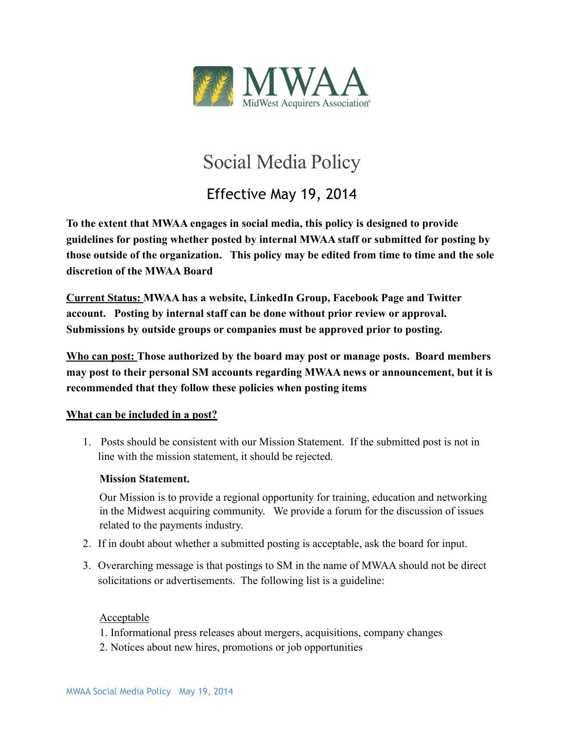MWAA

MidWest Acquirers Association®

# Social Media Policy

## Effective May 19, 2014

**To the extent that MWAA engages in social media, this policy is designed to provide guidelines for posting whether posted by internal MWAA staff or submitted for posting by those outside of the organization. This policy may be edited from time to time and the sole discretion of the MWAA Board**

**<u>Current Status:</u> MWAA has a website, LinkedIn Group, Facebook Page and Twitter account. Posting by internal staff can be done without prior review or approval. Submissions by outside groups or companies must be approved prior to posting.**

**<u>Who can post:</u> Those authorized by the board may post or manage posts. Board members may post to their personal SM accounts regarding MWAA news or announcement, but it is recommended that they follow these policies when posting items**

**<u>What can be included in a post?</u>**

1. Posts should be consistent with our Mission Statement. If the submitted post is not in line with the mission statement, it should be rejected.

   **Mission Statement.**

   Our Mission is to provide a regional opportunity for training, education and networking in the Midwest acquiring community. We provide a forum for the discussion of issues related to the payments industry.

2. If in doubt about whether a submitted posting is acceptable, ask the board for input.

3. Overarching message is that postings to SM in the name of MWAA should not be direct solicitations or advertisements. The following list is a guideline:

   <u>Acceptable</u>

   1. Informational press releases about mergers, acquisitions, company changes
   2. Notices about new hires, promotions or job opportunities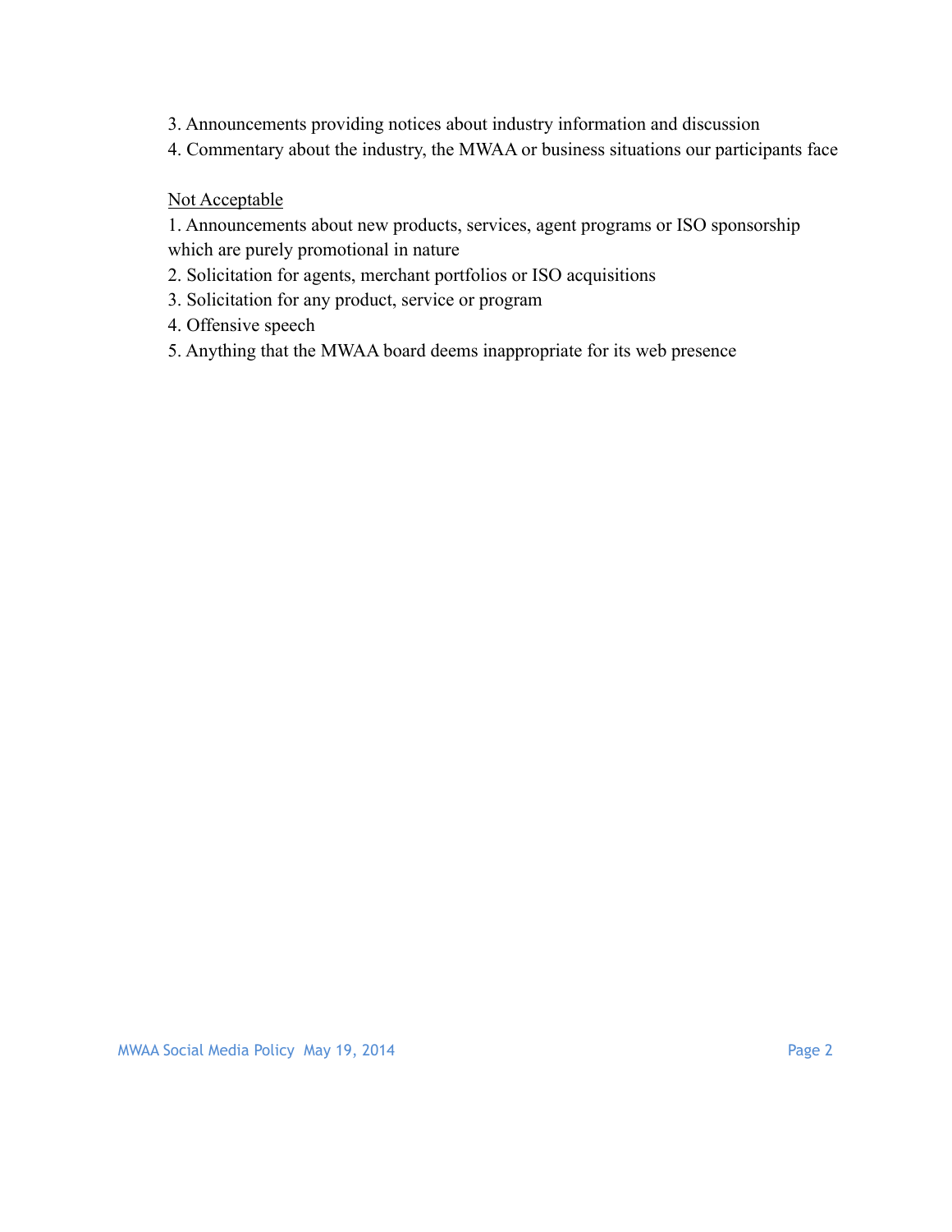3. Announcements providing notices about industry information and discussion
4. Commentary about the industry, the MWAA or business situations our participants face

<u>Not Acceptable</u>

1. Announcements about new products, services, agent programs or ISO sponsorship which are purely promotional in nature
2. Solicitation for agents, merchant portfolios or ISO acquisitions
3. Solicitation for any product, service or program
4. Offensive speech
5. Anything that the MWAA board deems inappropriate for its web presence